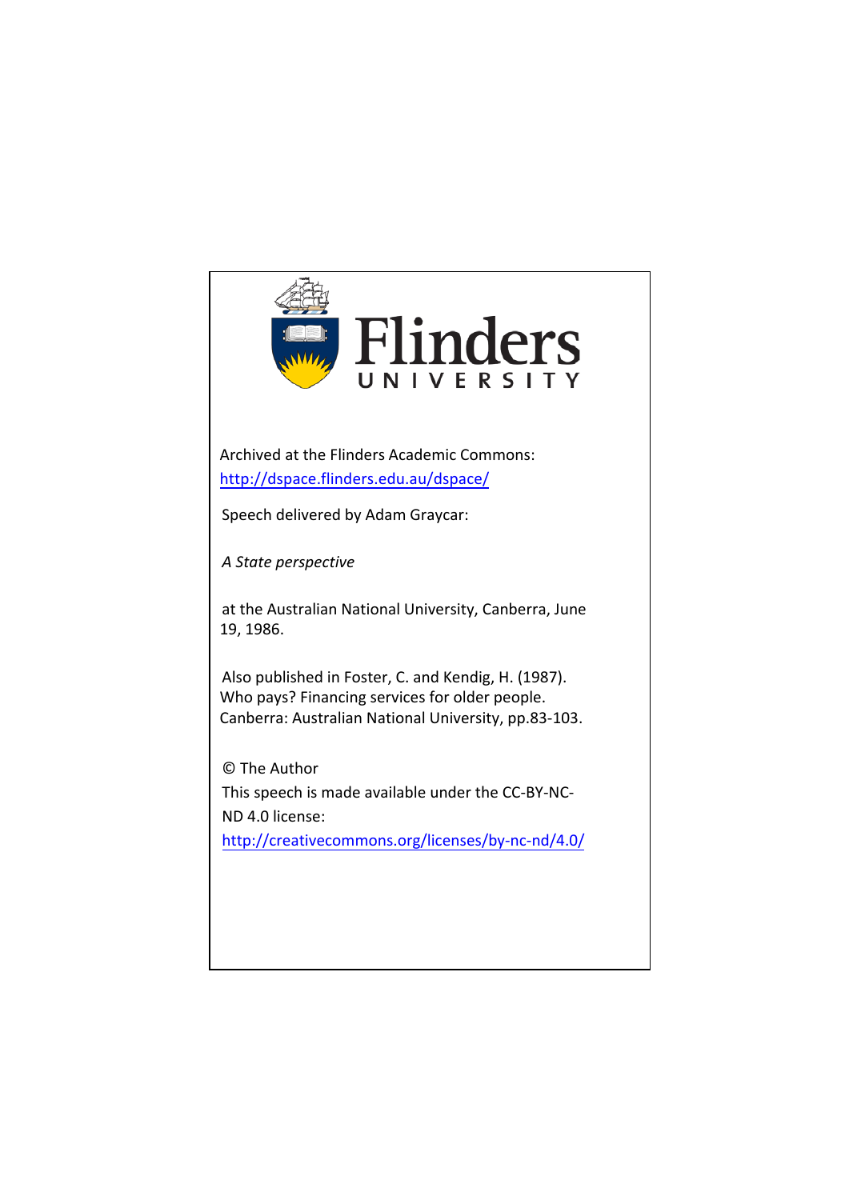Flinders
UNIVERSITY

Archived at the Flinders Academic Commons:
http://dspace.flinders.edu.au/dspace/

Speech delivered by Adam Graycar:

*A State perspective*

at the Australian National University, Canberra, June 19, 1986.

Also published in Foster, C. and Kendig, H. (1987). Who pays? Financing services for older people. Canberra: Australian National University, pp.83-103.

© The Author
This speech is made available under the CC-BY-NC-ND 4.0 license:
http://creativecommons.org/licenses/by-nc-nd/4.0/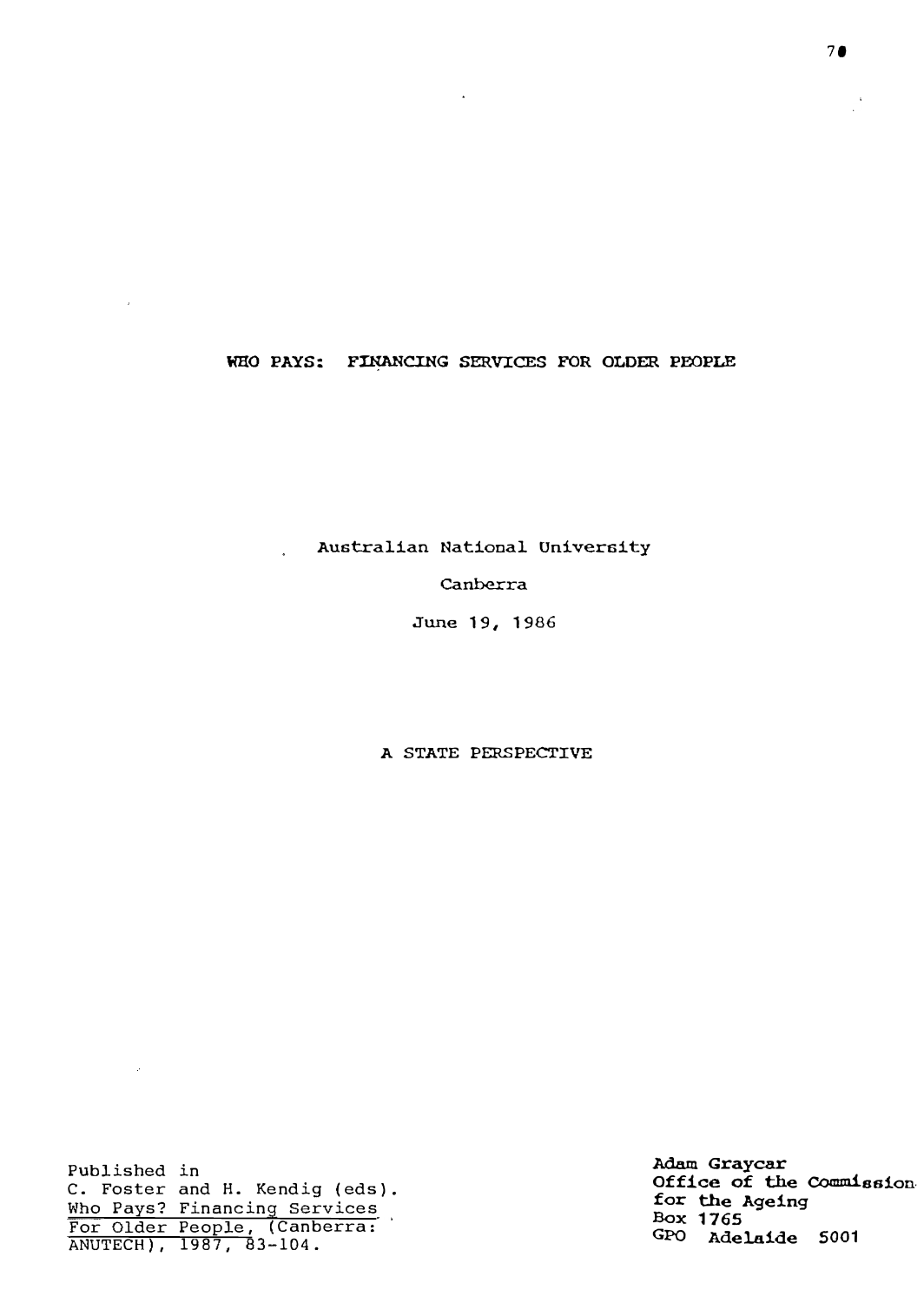# WHO PAYS: FINANCING SERVICES FOR OLDER PEOPLE

Australian National University

Canberra

June 19, 1986

## A STATE PERSPECTIVE

Published in
C. Foster and H. Kendig (eds).
Who Pays? Financing Services For Older People, (Canberra: ANUTECH), 1987, 83-104.

**Adam Graycar**
**Office of the Commission for the Ageing**
**Box 1765**
**GPO Adelaide 5001**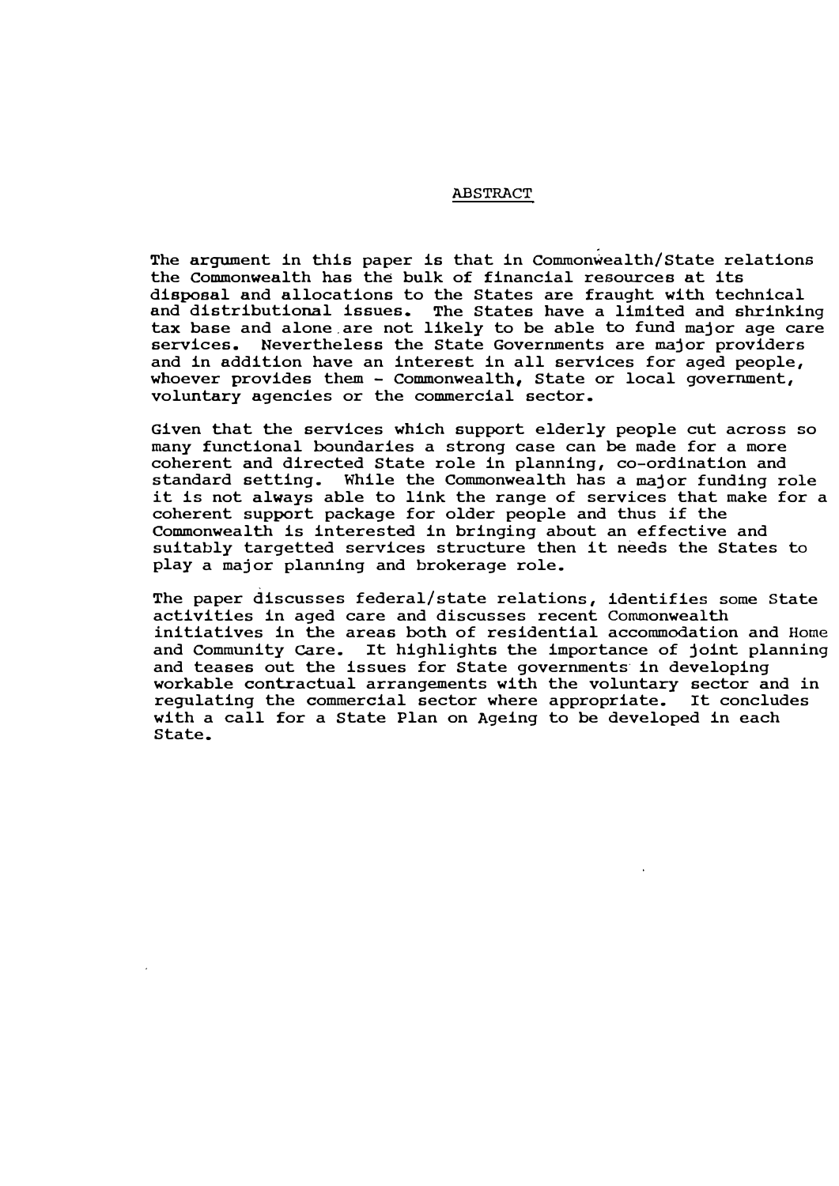## ABSTRACT

The argument in this paper is that in Commonwealth/State relations the Commonwealth has the bulk of financial resources at its disposal and allocations to the States are fraught with technical and distributional issues. The States have a limited and shrinking tax base and alone are not likely to be able to fund major age care services. Nevertheless the State Governments are major providers and in addition have an interest in all services for aged people, whoever provides them - Commonwealth, State or local government, voluntary agencies or the commercial sector.

Given that the services which support elderly people cut across so many functional boundaries a strong case can be made for a more coherent and directed State role in planning, co-ordination and standard setting. While the Commonwealth has a major funding role it is not always able to link the range of services that make for a coherent support package for older people and thus if the Commonwealth is interested in bringing about an effective and suitably targetted services structure then it needs the States to play a major planning and brokerage role.

The paper discusses federal/state relations, identifies some State activities in aged care and discusses recent Commonwealth initiatives in the areas both of residential accommodation and Home and Community Care. It highlights the importance of joint planning and teases out the issues for State governments in developing workable contractual arrangements with the voluntary sector and in regulating the commercial sector where appropriate. It concludes with a call for a State Plan on Ageing to be developed in each State.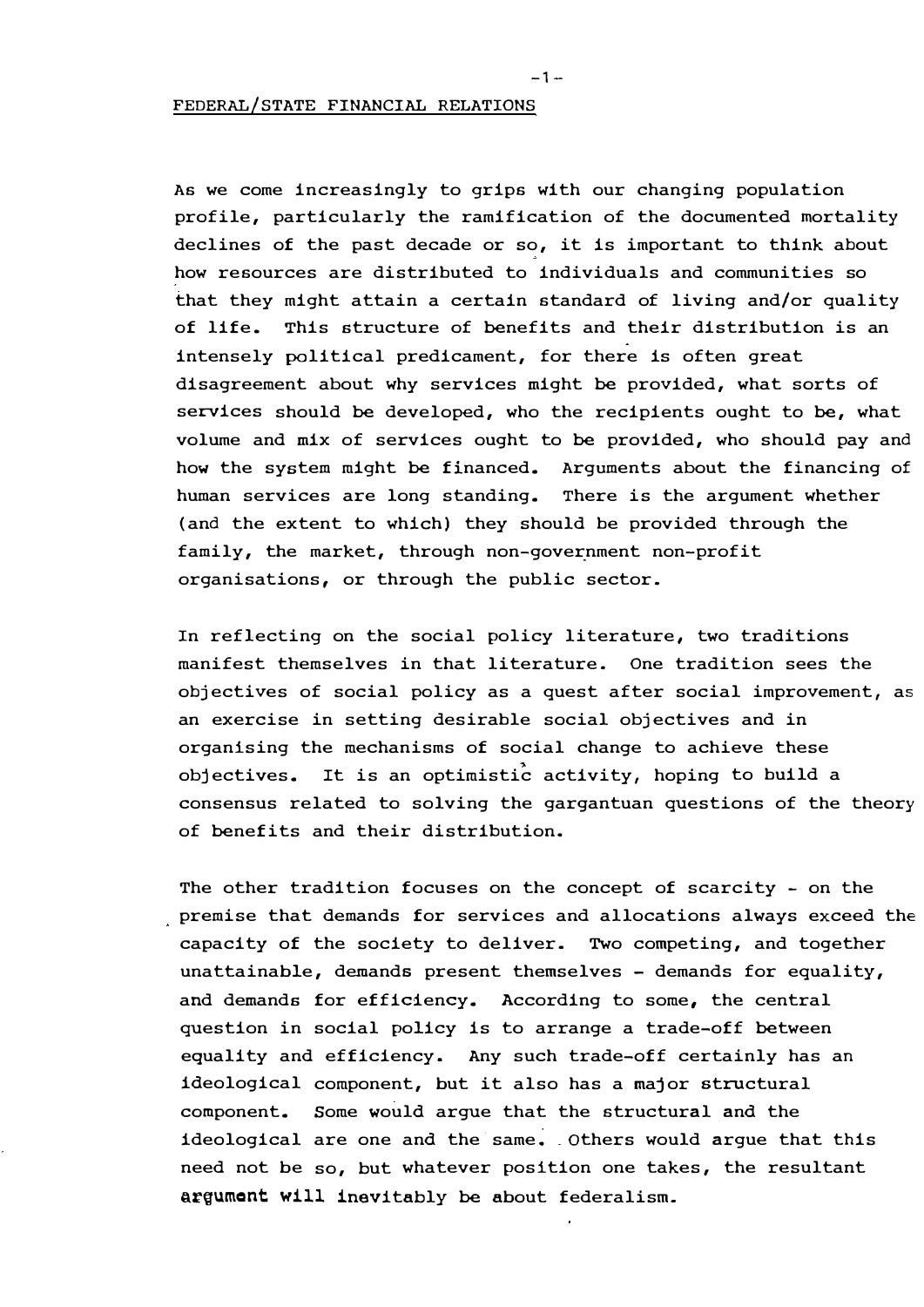FEDERAL/STATE FINANCIAL RELATIONS

As we come increasingly to grips with our changing population profile, particularly the ramification of the documented mortality declines of the past decade or so, it is important to think about how resources are distributed to individuals and communities so that they might attain a certain standard of living and/or quality of life. This structure of benefits and their distribution is an intensely political predicament, for there is often great disagreement about why services might be provided, what sorts of services should be developed, who the recipients ought to be, what volume and mix of services ought to be provided, who should pay and how the system might be financed. Arguments about the financing of human services are long standing. There is the argument whether (and the extent to which) they should be provided through the family, the market, through non-government non-profit organisations, or through the public sector.

In reflecting on the social policy literature, two traditions manifest themselves in that literature. One tradition sees the objectives of social policy as a quest after social improvement, as an exercise in setting desirable social objectives and in organising the mechanisms of social change to achieve these objectives. It is an optimistic activity, hoping to build a consensus related to solving the gargantuan questions of the theory of benefits and their distribution.

The other tradition focuses on the concept of scarcity - on the premise that demands for services and allocations always exceed the capacity of the society to deliver. Two competing, and together unattainable, demands present themselves - demands for equality, and demands for efficiency. According to some, the central question in social policy is to arrange a trade-off between equality and efficiency. Any such trade-off certainly has an ideological component, but it also has a major structural component. Some would argue that the structural and the ideological are one and the same. Others would argue that this need not be so, but whatever position one takes, the resultant argument will inevitably be about federalism.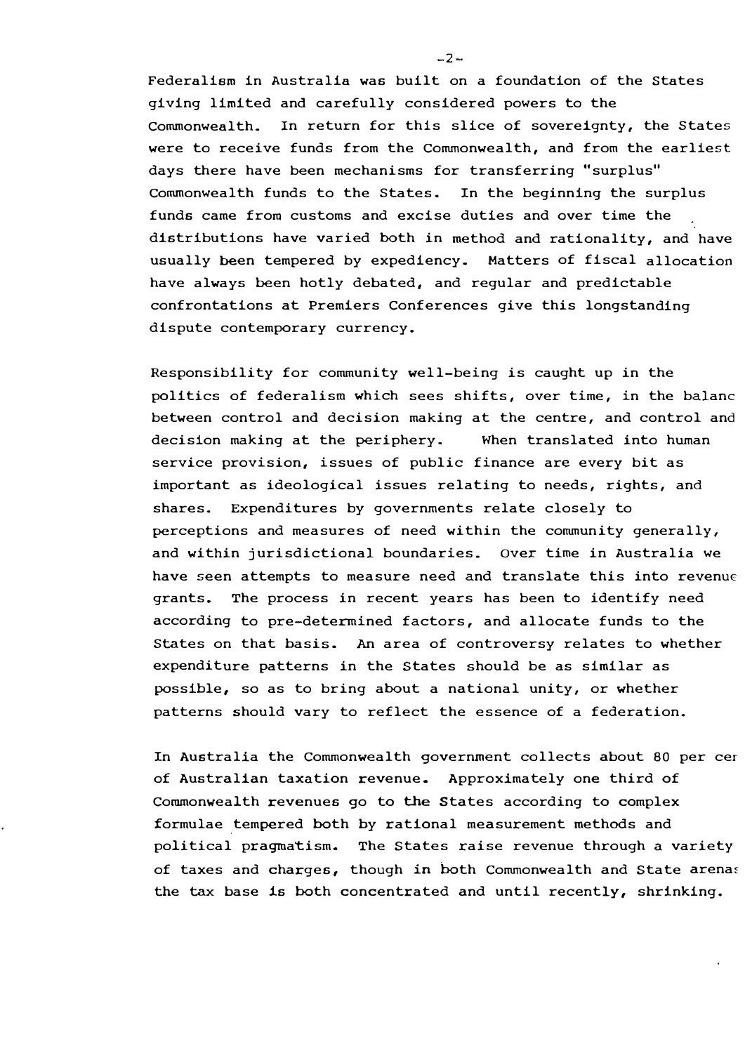Federalism in Australia was built on a foundation of the States giving limited and carefully considered powers to the Commonwealth. In return for this slice of sovereignty, the States were to receive funds from the Commonwealth, and from the earliest days there have been mechanisms for transferring "surplus" Commonwealth funds to the States. In the beginning the surplus funds came from customs and excise duties and over time the distributions have varied both in method and rationality, and have usually been tempered by expediency. Matters of fiscal allocation have always been hotly debated, and regular and predictable confrontations at Premiers Conferences give this longstanding dispute contemporary currency.

Responsibility for community well-being is caught up in the politics of federalism which sees shifts, over time, in the balanc between control and decision making at the centre, and control and decision making at the periphery. When translated into human service provision, issues of public finance are every bit as important as ideological issues relating to needs, rights, and shares. Expenditures by governments relate closely to perceptions and measures of need within the community generally, and within jurisdictional boundaries. Over time in Australia we have seen attempts to measure need and translate this into revenue grants. The process in recent years has been to identify need according to pre-determined factors, and allocate funds to the States on that basis. An area of controversy relates to whether expenditure patterns in the States should be as similar as possible, so as to bring about a national unity, or whether patterns should vary to reflect the essence of a federation.

In Australia the Commonwealth government collects about 80 per cer of Australian taxation revenue. Approximately one third of Commonwealth revenues go to the States according to complex formulae tempered both by rational measurement methods and political pragmatism. The States raise revenue through a variety of taxes and charges, though in both Commonwealth and State arenas the tax base is both concentrated and until recently, shrinking.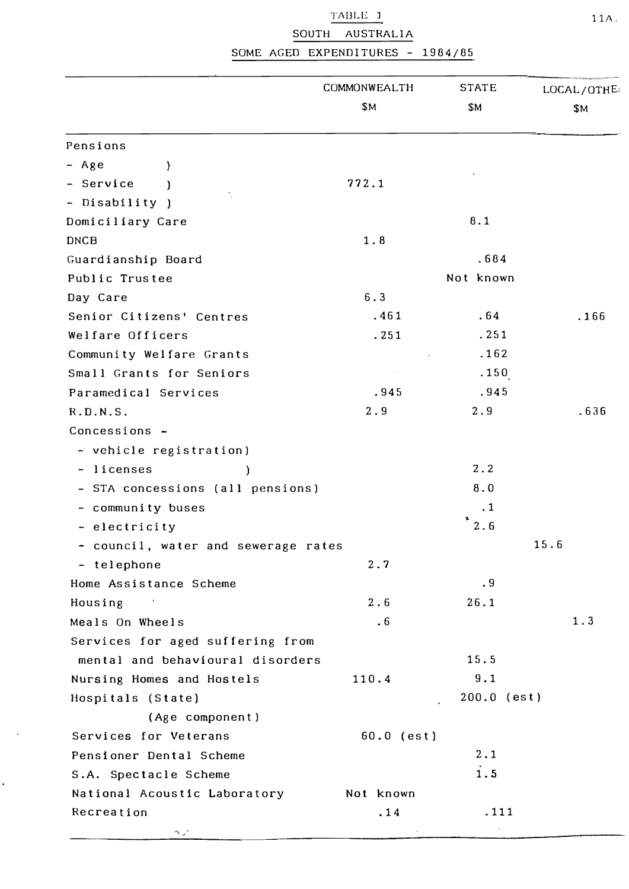TABLE 1

SOUTH AUSTRALIA

SOME AGED EXPENDITURES - 1984/85

| | COMMONWEALTH $M | STATE $M | LOCAL/OTHER $M |
|---|---|---|---|
| Pensions | | | |
| - Age ) | | | |
| - Service ) | 772.1 | | |
| - Disability ) | | | |
| Domiciliary Care | | 8.1 | |
| DNCB | 1.8 | | |
| Guardianship Board | | .684 | |
| Public Trustee | | Not known | |
| Day Care | 6.3 | | |
| Senior Citizens' Centres | .461 | .64 | .166 |
| Welfare Officers | .251 | .251 | |
| Community Welfare Grants | | .162 | |
| Small Grants for Seniors | | .150 | |
| Paramedical Services | .945 | .945 | |
| R.D.N.S. | 2.9 | 2.9 | .636 |
| Concessions - | | | |
| - vehicle registration) | | | |
| - licenses ) | | 2.2 | |
| - STA concessions (all pensions) | | 8.0 | |
| - community buses | | .1 | |
| - electricity | | 2.6 | |
| - council, water and sewerage rates | | | 15.6 |
| - telephone | 2.7 | | |
| Home Assistance Scheme | | .9 | |
| Housing | 2.6 | 26.1 | |
| Meals On Wheels | .6 | | 1.3 |
| Services for aged suffering from mental and behavioural disorders | | 15.5 | |
| Nursing Homes and Hostels | 110.4 | 9.1 | |
| Hospitals (State) (Age component) | | 200.0 (est) | |
| Services for Veterans | 60.0 (est) | | |
| Pensioner Dental Scheme | | 2.1 | |
| S.A. Spectacle Scheme | | 1.5 | |
| National Acoustic Laboratory | Not known | | |
| Recreation | .14 | .111 | |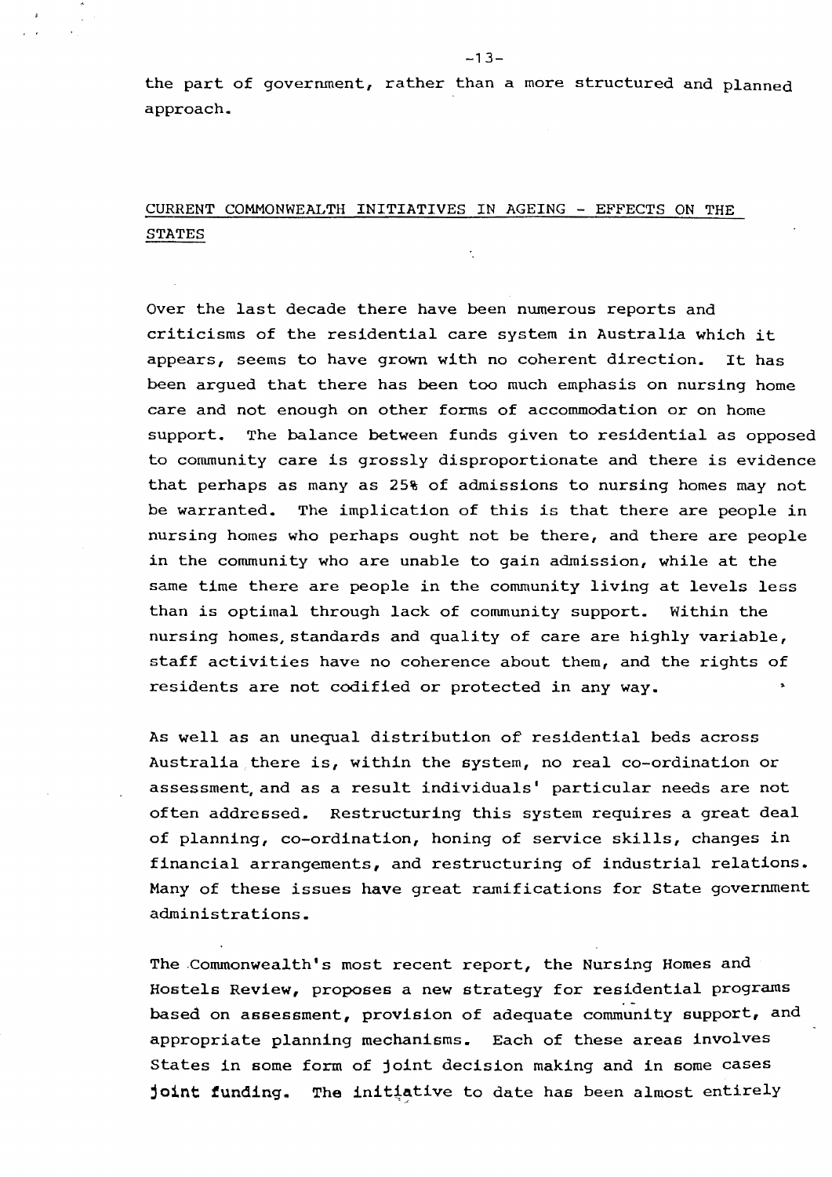the part of government, rather than a more structured and planned approach.

## CURRENT COMMONWEALTH INITIATIVES IN AGEING - EFFECTS ON THE STATES

Over the last decade there have been numerous reports and criticisms of the residential care system in Australia which it appears, seems to have grown with no coherent direction. It has been argued that there has been too much emphasis on nursing home care and not enough on other forms of accommodation or on home support. The balance between funds given to residential as opposed to community care is grossly disproportionate and there is evidence that perhaps as many as 25% of admissions to nursing homes may not be warranted. The implication of this is that there are people in nursing homes who perhaps ought not be there, and there are people in the community who are unable to gain admission, while at the same time there are people in the community living at levels less than is optimal through lack of community support. Within the nursing homes, standards and quality of care are highly variable, staff activities have no coherence about them, and the rights of residents are not codified or protected in any way.

As well as an unequal distribution of residential beds across Australia there is, within the system, no real co-ordination or assessment, and as a result individuals' particular needs are not often addressed. Restructuring this system requires a great deal of planning, co-ordination, honing of service skills, changes in financial arrangements, and restructuring of industrial relations. Many of these issues have great ramifications for State government administrations.

The Commonwealth's most recent report, the Nursing Homes and Hostels Review, proposes a new strategy for residential programs based on assessment, provision of adequate community support, and appropriate planning mechanisms. Each of these areas involves States in some form of joint decision making and in some cases joint funding. The initiative to date has been almost entirely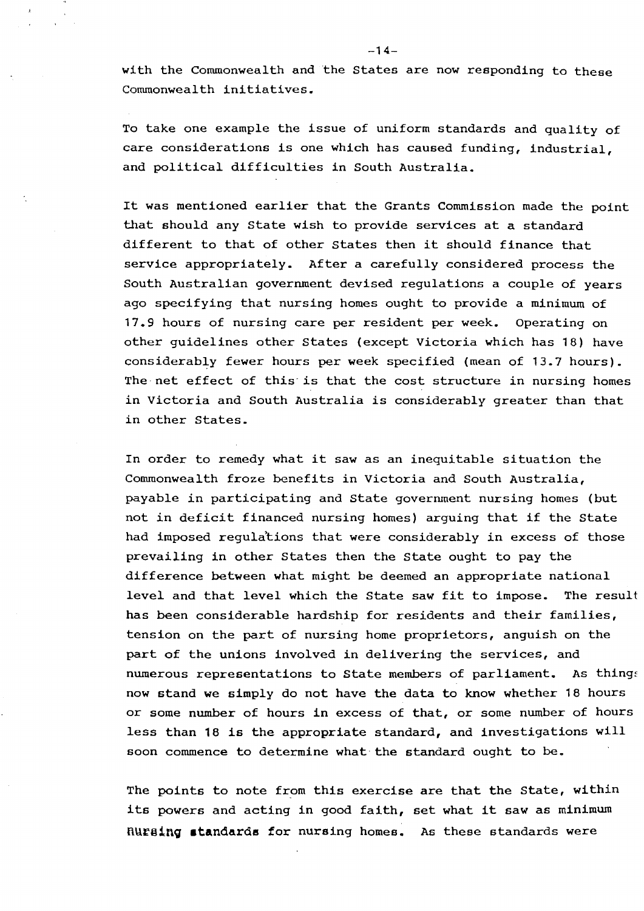with the Commonwealth and the States are now responding to these Commonwealth initiatives.

To take one example the issue of uniform standards and quality of care considerations is one which has caused funding, industrial, and political difficulties in South Australia.

It was mentioned earlier that the Grants Commission made the point that should any State wish to provide services at a standard different to that of other States then it should finance that service appropriately. After a carefully considered process the South Australian government devised regulations a couple of years ago specifying that nursing homes ought to provide a minimum of 17.9 hours of nursing care per resident per week. Operating on other guidelines other States (except Victoria which has 18) have considerably fewer hours per week specified (mean of 13.7 hours). The net effect of this is that the cost structure in nursing homes in Victoria and South Australia is considerably greater than that in other States.

In order to remedy what it saw as an inequitable situation the Commonwealth froze benefits in Victoria and South Australia, payable in participating and State government nursing homes (but not in deficit financed nursing homes) arguing that if the State had imposed regulations that were considerably in excess of those prevailing in other States then the State ought to pay the difference between what might be deemed an appropriate national level and that level which the State saw fit to impose. The result has been considerable hardship for residents and their families, tension on the part of nursing home proprietors, anguish on the part of the unions involved in delivering the services, and numerous representations to State members of parliament. As things now stand we simply do not have the data to know whether 18 hours or some number of hours in excess of that, or some number of hours less than 18 is the appropriate standard, and investigations will soon commence to determine what the standard ought to be.

The points to note from this exercise are that the State, within its powers and acting in good faith, set what it saw as minimum nursing standards for nursing homes. As these standards were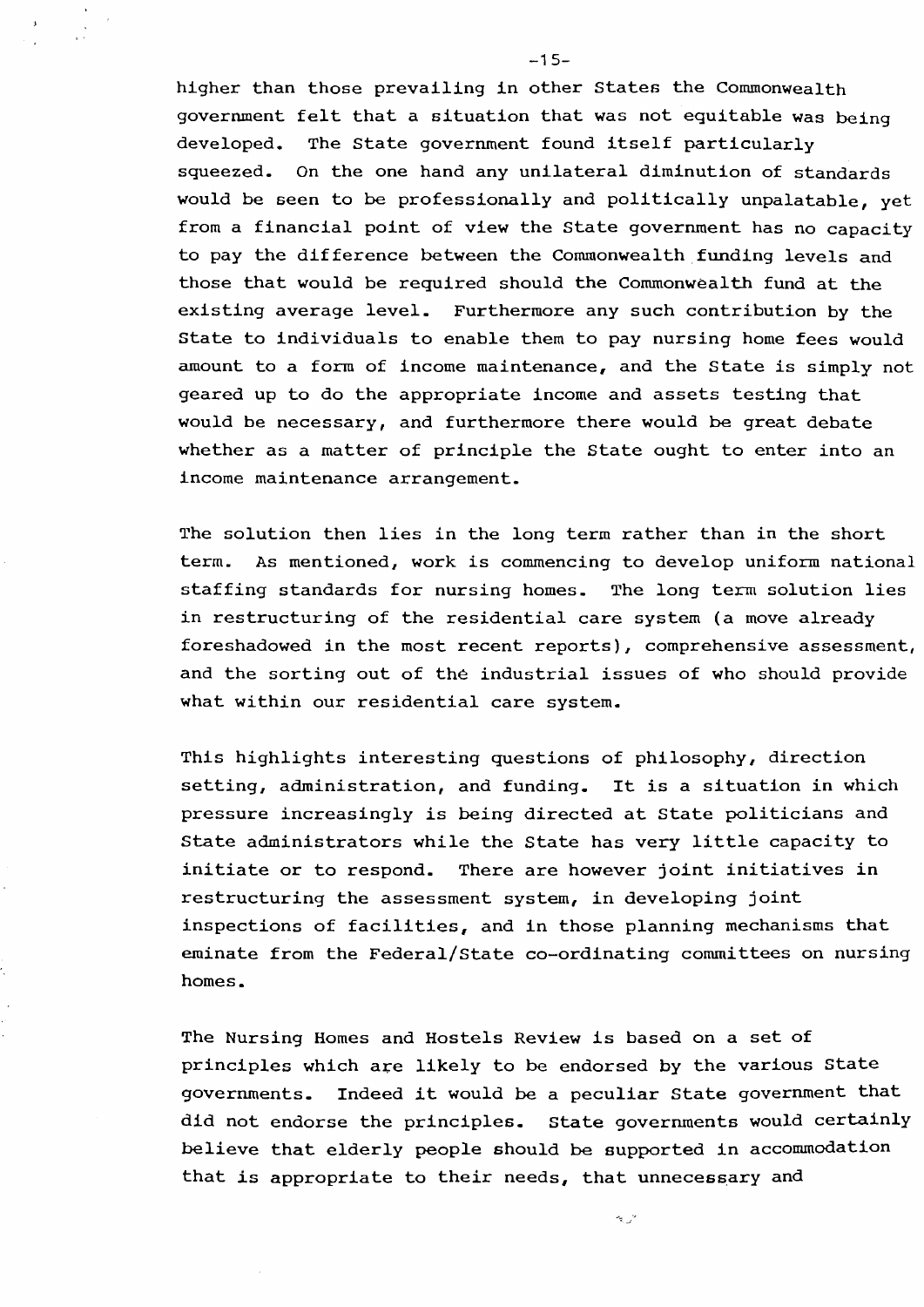higher than those prevailing in other States the Commonwealth government felt that a situation that was not equitable was being developed. The State government found itself particularly squeezed. On the one hand any unilateral diminution of standards would be seen to be professionally and politically unpalatable, yet from a financial point of view the State government has no capacity to pay the difference between the Commonwealth funding levels and those that would be required should the Commonwealth fund at the existing average level. Furthermore any such contribution by the State to individuals to enable them to pay nursing home fees would amount to a form of income maintenance, and the State is simply not geared up to do the appropriate income and assets testing that would be necessary, and furthermore there would be great debate whether as a matter of principle the State ought to enter into an income maintenance arrangement.

The solution then lies in the long term rather than in the short term. As mentioned, work is commencing to develop uniform national staffing standards for nursing homes. The long term solution lies in restructuring of the residential care system (a move already foreshadowed in the most recent reports), comprehensive assessment, and the sorting out of the industrial issues of who should provide what within our residential care system.

This highlights interesting questions of philosophy, direction setting, administration, and funding. It is a situation in which pressure increasingly is being directed at State politicians and State administrators while the State has very little capacity to initiate or to respond. There are however joint initiatives in restructuring the assessment system, in developing joint inspections of facilities, and in those planning mechanisms that eminate from the Federal/State co-ordinating committees on nursing homes.

The Nursing Homes and Hostels Review is based on a set of principles which are likely to be endorsed by the various State governments. Indeed it would be a peculiar State government that did not endorse the principles. State governments would certainly believe that elderly people should be supported in accommodation that is appropriate to their needs, that unnecessary and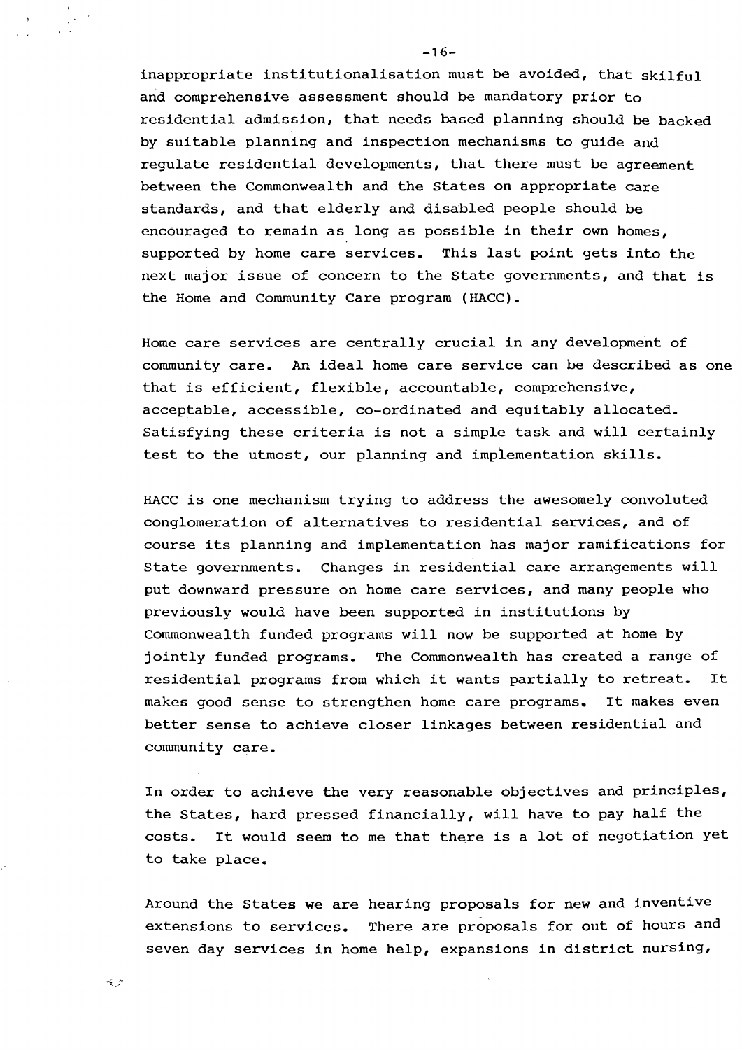inappropriate institutionalisation must be avoided, that skilful and comprehensive assessment should be mandatory prior to residential admission, that needs based planning should be backed by suitable planning and inspection mechanisms to guide and regulate residential developments, that there must be agreement between the Commonwealth and the States on appropriate care standards, and that elderly and disabled people should be encouraged to remain as long as possible in their own homes, supported by home care services. This last point gets into the next major issue of concern to the State governments, and that is the Home and Community Care program (HACC).

Home care services are centrally crucial in any development of community care. An ideal home care service can be described as one that is efficient, flexible, accountable, comprehensive, acceptable, accessible, co-ordinated and equitably allocated. Satisfying these criteria is not a simple task and will certainly test to the utmost, our planning and implementation skills.

HACC is one mechanism trying to address the awesomely convoluted conglomeration of alternatives to residential services, and of course its planning and implementation has major ramifications for State governments. Changes in residential care arrangements will put downward pressure on home care services, and many people who previously would have been supported in institutions by Commonwealth funded programs will now be supported at home by jointly funded programs. The Commonwealth has created a range of residential programs from which it wants partially to retreat. It makes good sense to strengthen home care programs. It makes even better sense to achieve closer linkages between residential and community care.

In order to achieve the very reasonable objectives and principles, the States, hard pressed financially, will have to pay half the costs. It would seem to me that there is a lot of negotiation yet to take place.

Around the States we are hearing proposals for new and inventive extensions to services. There are proposals for out of hours and seven day services in home help, expansions in district nursing,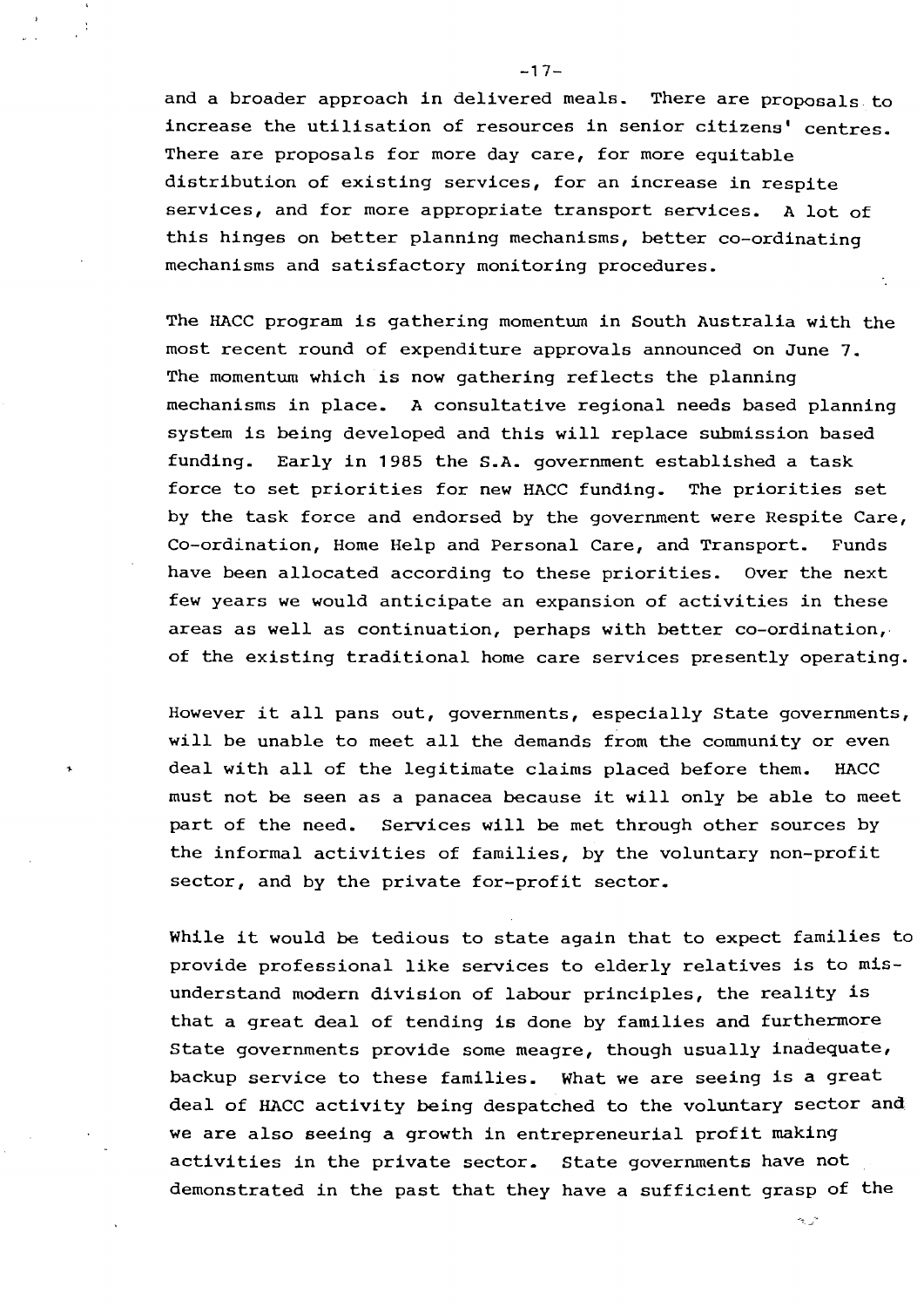and a broader approach in delivered meals. There are proposals to increase the utilisation of resources in senior citizens' centres. There are proposals for more day care, for more equitable distribution of existing services, for an increase in respite services, and for more appropriate transport services. A lot of this hinges on better planning mechanisms, better co-ordinating mechanisms and satisfactory monitoring procedures.

The HACC program is gathering momentum in South Australia with the most recent round of expenditure approvals announced on June 7. The momentum which is now gathering reflects the planning mechanisms in place. A consultative regional needs based planning system is being developed and this will replace submission based funding. Early in 1985 the S.A. government established a task force to set priorities for new HACC funding. The priorities set by the task force and endorsed by the government were Respite Care, Co-ordination, Home Help and Personal Care, and Transport. Funds have been allocated according to these priorities. Over the next few years we would anticipate an expansion of activities in these areas as well as continuation, perhaps with better co-ordination, of the existing traditional home care services presently operating.

However it all pans out, governments, especially State governments, will be unable to meet all the demands from the community or even deal with all of the legitimate claims placed before them. HACC must not be seen as a panacea because it will only be able to meet part of the need. Services will be met through other sources by the informal activities of families, by the voluntary non-profit sector, and by the private for-profit sector.

While it would be tedious to state again that to expect families to provide professional like services to elderly relatives is to misunderstand modern division of labour principles, the reality is that a great deal of tending is done by families and furthermore State governments provide some meagre, though usually inadequate, backup service to these families. What we are seeing is a great deal of HACC activity being despatched to the voluntary sector and we are also seeing a growth in entrepreneurial profit making activities in the private sector. State governments have not demonstrated in the past that they have a sufficient grasp of the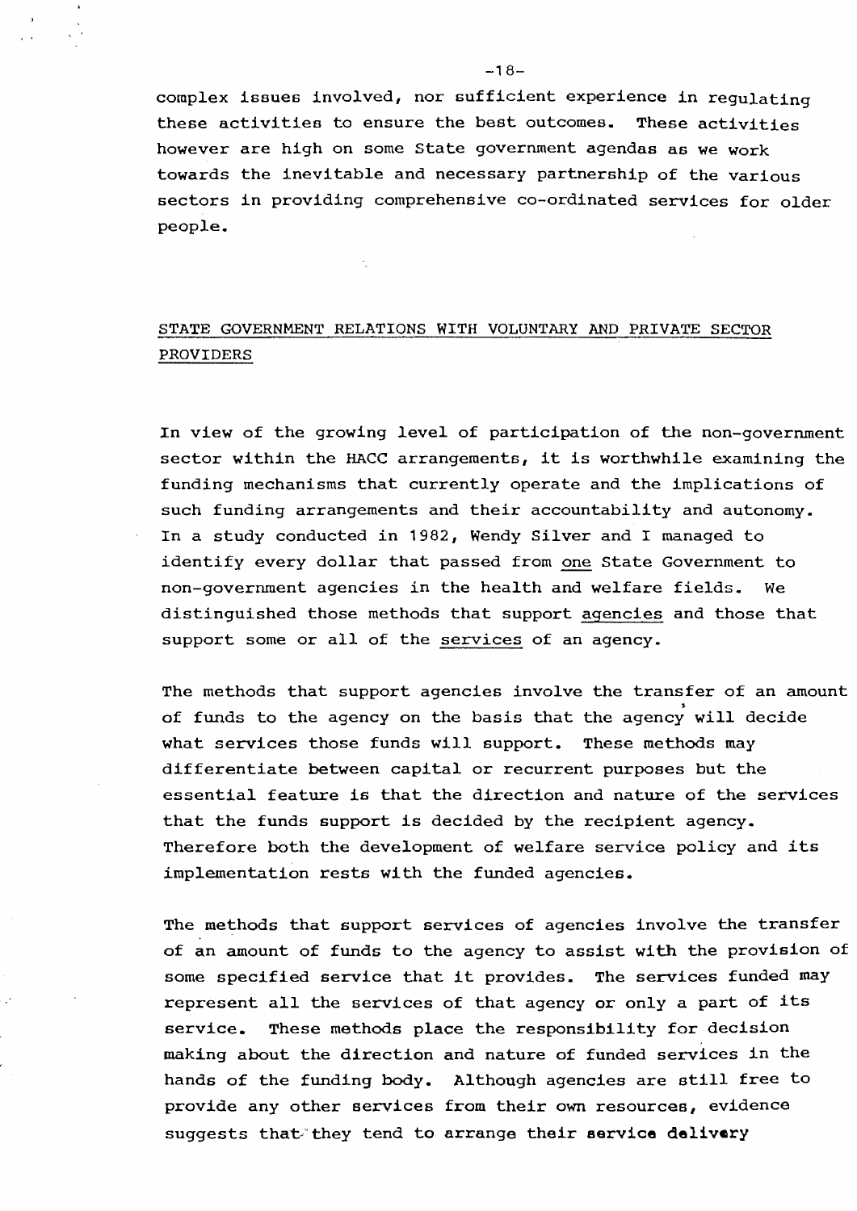complex issues involved, nor sufficient experience in regulating these activities to ensure the best outcomes. These activities however are high on some State government agendas as we work towards the inevitable and necessary partnership of the various sectors in providing comprehensive co-ordinated services for older people.

## STATE GOVERNMENT RELATIONS WITH VOLUNTARY AND PRIVATE SECTOR PROVIDERS

In view of the growing level of participation of the non-government sector within the HACC arrangements, it is worthwhile examining the funding mechanisms that currently operate and the implications of such funding arrangements and their accountability and autonomy. In a study conducted in 1982, Wendy Silver and I managed to identify every dollar that passed from <u>one</u> State Government to non-government agencies in the health and welfare fields. We distinguished those methods that support <u>agencies</u> and those that support some or all of the <u>services</u> of an agency.

The methods that support agencies involve the transfer of an amount of funds to the agency on the basis that the agency will decide what services those funds will support. These methods may differentiate between capital or recurrent purposes but the essential feature is that the direction and nature of the services that the funds support is decided by the recipient agency. Therefore both the development of welfare service policy and its implementation rests with the funded agencies.

The methods that support services of agencies involve the transfer of an amount of funds to the agency to assist with the provision of some specified service that it provides. The services funded may represent all the services of that agency or only a part of its service. These methods place the responsibility for decision making about the direction and nature of funded services in the hands of the funding body. Although agencies are still free to provide any other services from their own resources, evidence suggests that they tend to arrange their service delivery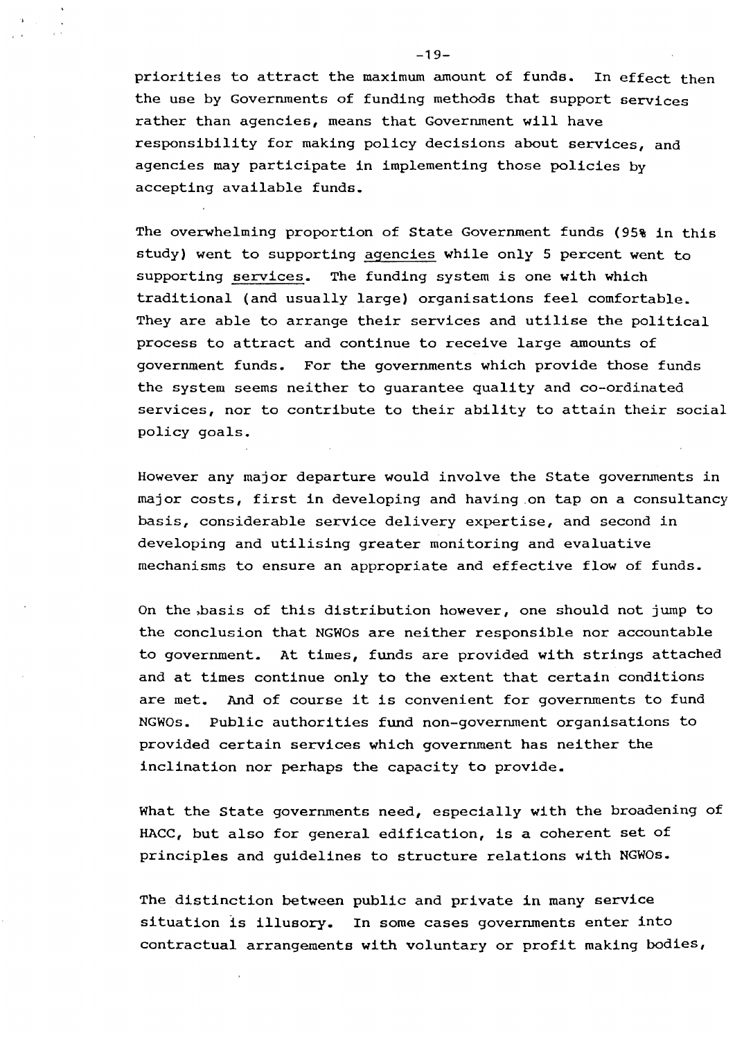priorities to attract the maximum amount of funds. In effect then the use by Governments of funding methods that support services rather than agencies, means that Government will have responsibility for making policy decisions about services, and agencies may participate in implementing those policies by accepting available funds.

The overwhelming proportion of State Government funds (95% in this study) went to supporting agencies while only 5 percent went to supporting services. The funding system is one with which traditional (and usually large) organisations feel comfortable. They are able to arrange their services and utilise the political process to attract and continue to receive large amounts of government funds. For the governments which provide those funds the system seems neither to guarantee quality and co-ordinated services, nor to contribute to their ability to attain their social policy goals.

However any major departure would involve the State governments in major costs, first in developing and having on tap on a consultancy basis, considerable service delivery expertise, and second in developing and utilising greater monitoring and evaluative mechanisms to ensure an appropriate and effective flow of funds.

On the basis of this distribution however, one should not jump to the conclusion that NGWOs are neither responsible nor accountable to government. At times, funds are provided with strings attached and at times continue only to the extent that certain conditions are met. And of course it is convenient for governments to fund NGWOs. Public authorities fund non-government organisations to provided certain services which government has neither the inclination nor perhaps the capacity to provide.

What the State governments need, especially with the broadening of HACC, but also for general edification, is a coherent set of principles and guidelines to structure relations with NGWOs.

The distinction between public and private in many service situation is illusory. In some cases governments enter into contractual arrangements with voluntary or profit making bodies,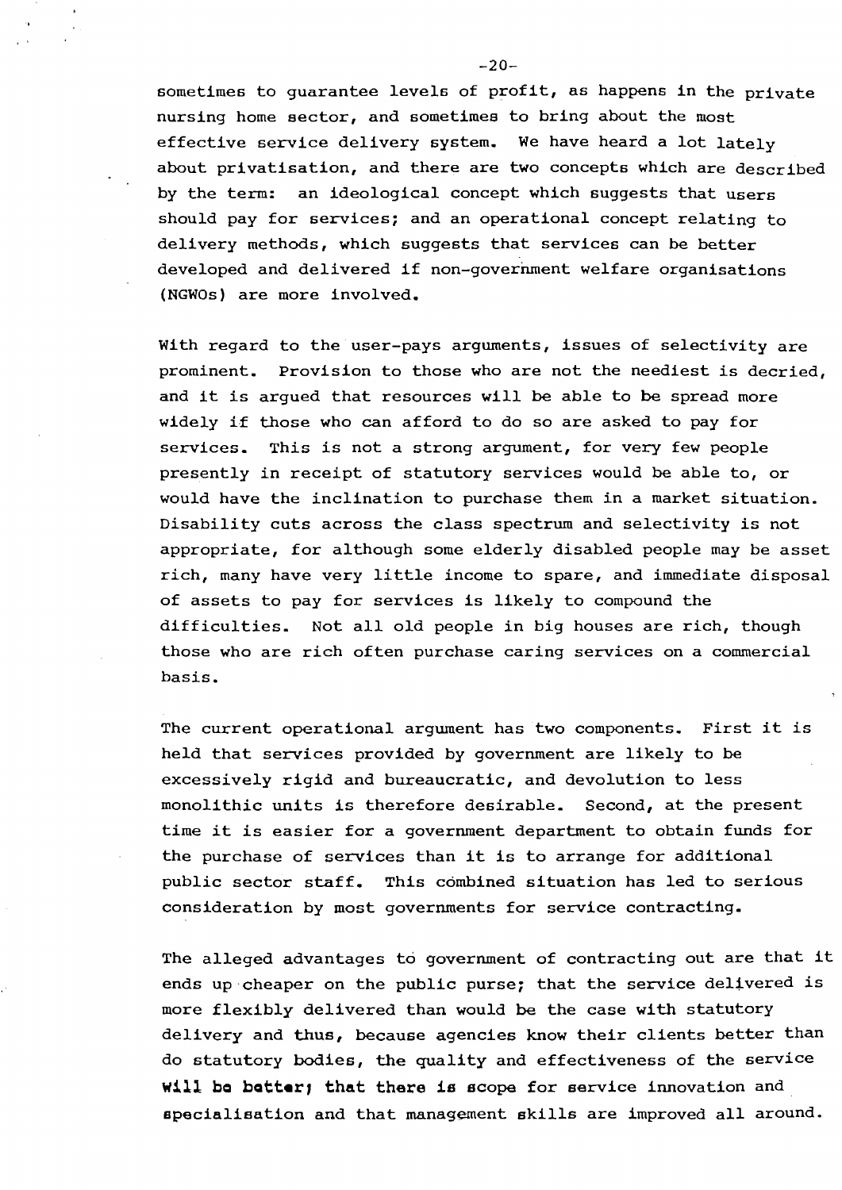sometimes to guarantee levels of profit, as happens in the private nursing home sector, and sometimes to bring about the most effective service delivery system. We have heard a lot lately about privatisation, and there are two concepts which are described by the term: an ideological concept which suggests that users should pay for services; and an operational concept relating to delivery methods, which suggests that services can be better developed and delivered if non-government welfare organisations (NGWOs) are more involved.

With regard to the user-pays arguments, issues of selectivity are prominent. Provision to those who are not the neediest is decried, and it is argued that resources will be able to be spread more widely if those who can afford to do so are asked to pay for services. This is not a strong argument, for very few people presently in receipt of statutory services would be able to, or would have the inclination to purchase them in a market situation. Disability cuts across the class spectrum and selectivity is not appropriate, for although some elderly disabled people may be asset rich, many have very little income to spare, and immediate disposal of assets to pay for services is likely to compound the difficulties. Not all old people in big houses are rich, though those who are rich often purchase caring services on a commercial basis.

The current operational argument has two components. First it is held that services provided by government are likely to be excessively rigid and bureaucratic, and devolution to less monolithic units is therefore desirable. Second, at the present time it is easier for a government department to obtain funds for the purchase of services than it is to arrange for additional public sector staff. This combined situation has led to serious consideration by most governments for service contracting.

The alleged advantages to government of contracting out are that it ends up cheaper on the public purse; that the service delivered is more flexibly delivered than would be the case with statutory delivery and thus, because agencies know their clients better than do statutory bodies, the quality and effectiveness of the service will be better; that there is scope for service innovation and specialisation and that management skills are improved all around.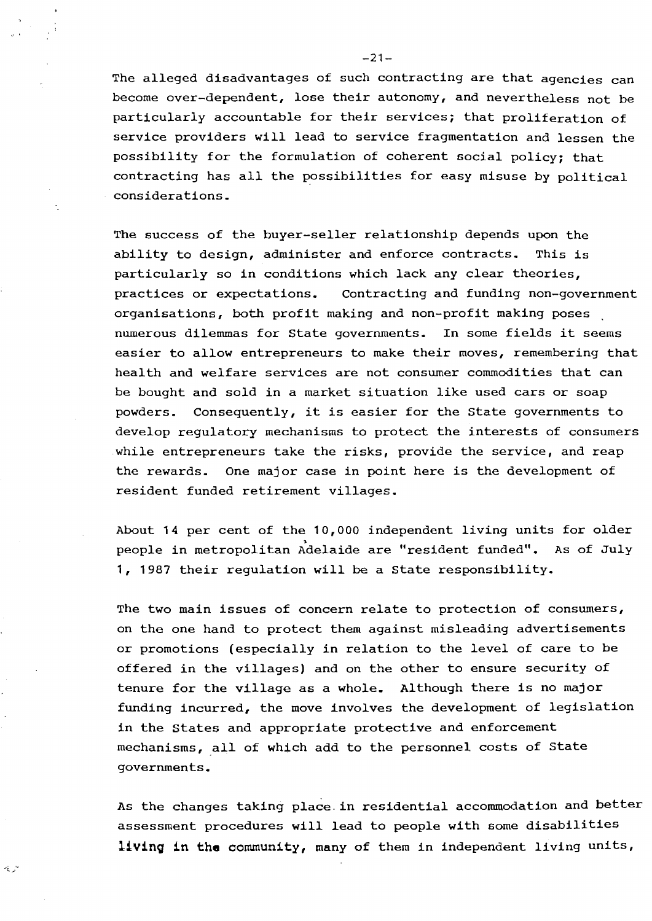The alleged disadvantages of such contracting are that agencies can become over-dependent, lose their autonomy, and nevertheless not be particularly accountable for their services; that proliferation of service providers will lead to service fragmentation and lessen the possibility for the formulation of coherent social policy; that contracting has all the possibilities for easy misuse by political considerations.

The success of the buyer-seller relationship depends upon the ability to design, administer and enforce contracts. This is particularly so in conditions which lack any clear theories, practices or expectations. Contracting and funding non-government organisations, both profit making and non-profit making poses numerous dilemmas for State governments. In some fields it seems easier to allow entrepreneurs to make their moves, remembering that health and welfare services are not consumer commodities that can be bought and sold in a market situation like used cars or soap powders. Consequently, it is easier for the State governments to develop regulatory mechanisms to protect the interests of consumers while entrepreneurs take the risks, provide the service, and reap the rewards. One major case in point here is the development of resident funded retirement villages.

About 14 per cent of the 10,000 independent living units for older people in metropolitan Adelaide are "resident funded". As of July 1, 1987 their regulation will be a State responsibility.

The two main issues of concern relate to protection of consumers, on the one hand to protect them against misleading advertisements or promotions (especially in relation to the level of care to be offered in the villages) and on the other to ensure security of tenure for the village as a whole. Although there is no major funding incurred, the move involves the development of legislation in the States and appropriate protective and enforcement mechanisms, all of which add to the personnel costs of State governments.

As the changes taking place in residential accommodation and better assessment procedures will lead to people with some disabilities living in the community, many of them in independent living units,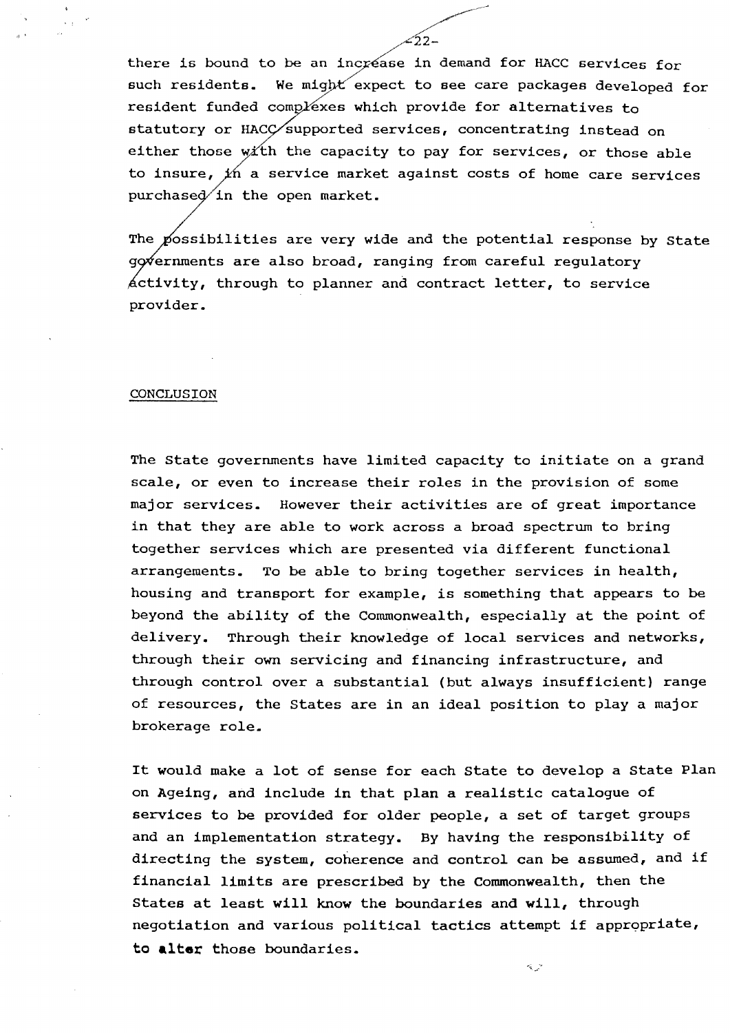there is bound to be an increase in demand for HACC services for such residents. We might expect to see care packages developed for resident funded complexes which provide for alternatives to statutory or HACC supported services, concentrating instead on either those with the capacity to pay for services, or those able to insure, in a service market against costs of home care services purchased in the open market.

The possibilities are very wide and the potential response by State governments are also broad, ranging from careful regulatory activity, through to planner and contract letter, to service provider.

## CONCLUSION

The State governments have limited capacity to initiate on a grand scale, or even to increase their roles in the provision of some major services. However their activities are of great importance in that they are able to work across a broad spectrum to bring together services which are presented via different functional arrangements. To be able to bring together services in health, housing and transport for example, is something that appears to be beyond the ability of the Commonwealth, especially at the point of delivery. Through their knowledge of local services and networks, through their own servicing and financing infrastructure, and through control over a substantial (but always insufficient) range of resources, the States are in an ideal position to play a major brokerage role.

It would make a lot of sense for each State to develop a State Plan on Ageing, and include in that plan a realistic catalogue of services to be provided for older people, a set of target groups and an implementation strategy. By having the responsibility of directing the system, coherence and control can be assumed, and if financial limits are prescribed by the Commonwealth, then the States at least will know the boundaries and will, through negotiation and various political tactics attempt if appropriate, to alter those boundaries.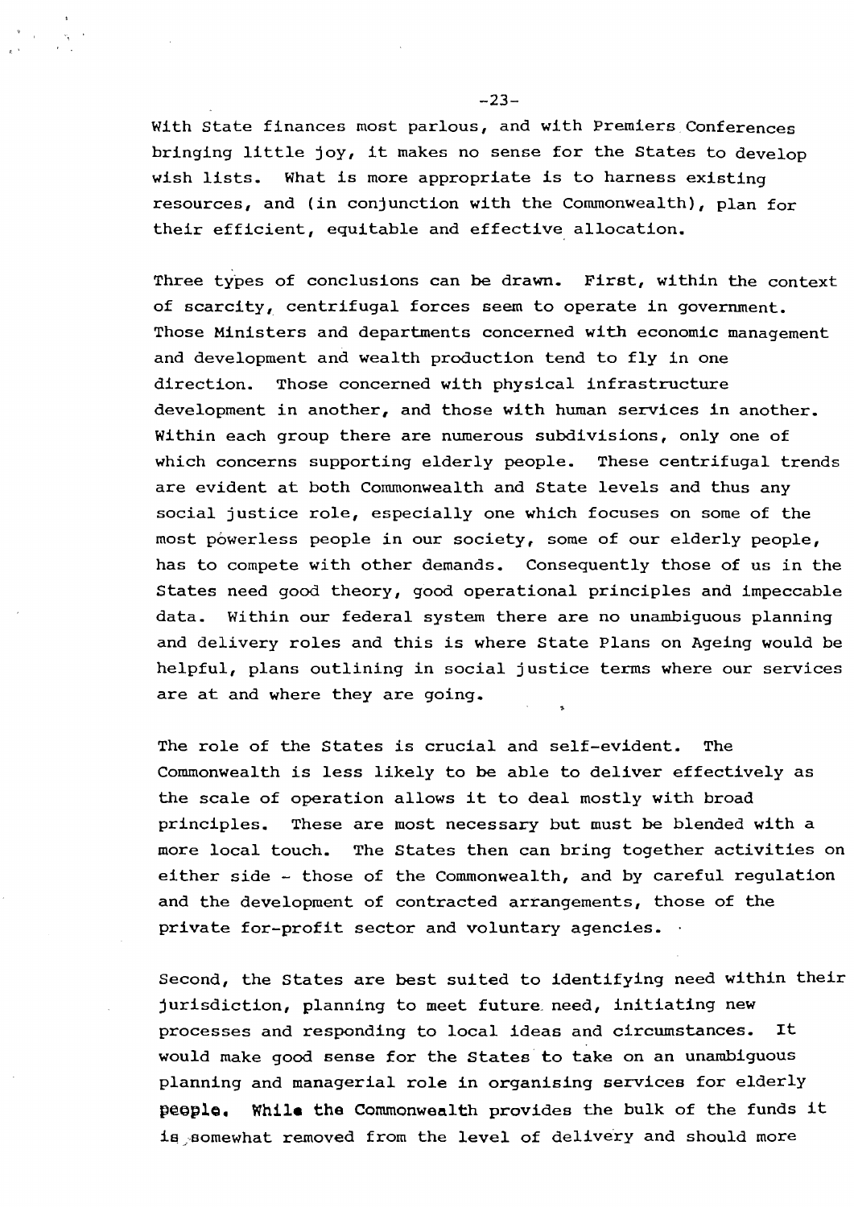With State finances most parlous, and with Premiers Conferences bringing little joy, it makes no sense for the States to develop wish lists. What is more appropriate is to harness existing resources, and (in conjunction with the Commonwealth), plan for their efficient, equitable and effective allocation.

Three types of conclusions can be drawn. First, within the context of scarcity, centrifugal forces seem to operate in government. Those Ministers and departments concerned with economic management and development and wealth production tend to fly in one direction. Those concerned with physical infrastructure development in another, and those with human services in another. Within each group there are numerous subdivisions, only one of which concerns supporting elderly people. These centrifugal trends are evident at both Commonwealth and State levels and thus any social justice role, especially one which focuses on some of the most powerless people in our society, some of our elderly people, has to compete with other demands. Consequently those of us in the States need good theory, good operational principles and impeccable data. Within our federal system there are no unambiguous planning and delivery roles and this is where State Plans on Ageing would be helpful, plans outlining in social justice terms where our services are at and where they are going.

The role of the States is crucial and self-evident. The Commonwealth is less likely to be able to deliver effectively as the scale of operation allows it to deal mostly with broad principles. These are most necessary but must be blended with a more local touch. The States then can bring together activities on either side - those of the Commonwealth, and by careful regulation and the development of contracted arrangements, those of the private for-profit sector and voluntary agencies.

Second, the States are best suited to identifying need within their jurisdiction, planning to meet future need, initiating new processes and responding to local ideas and circumstances. It would make good sense for the States to take on an unambiguous planning and managerial role in organising services for elderly people. While the Commonwealth provides the bulk of the funds it is somewhat removed from the level of delivery and should more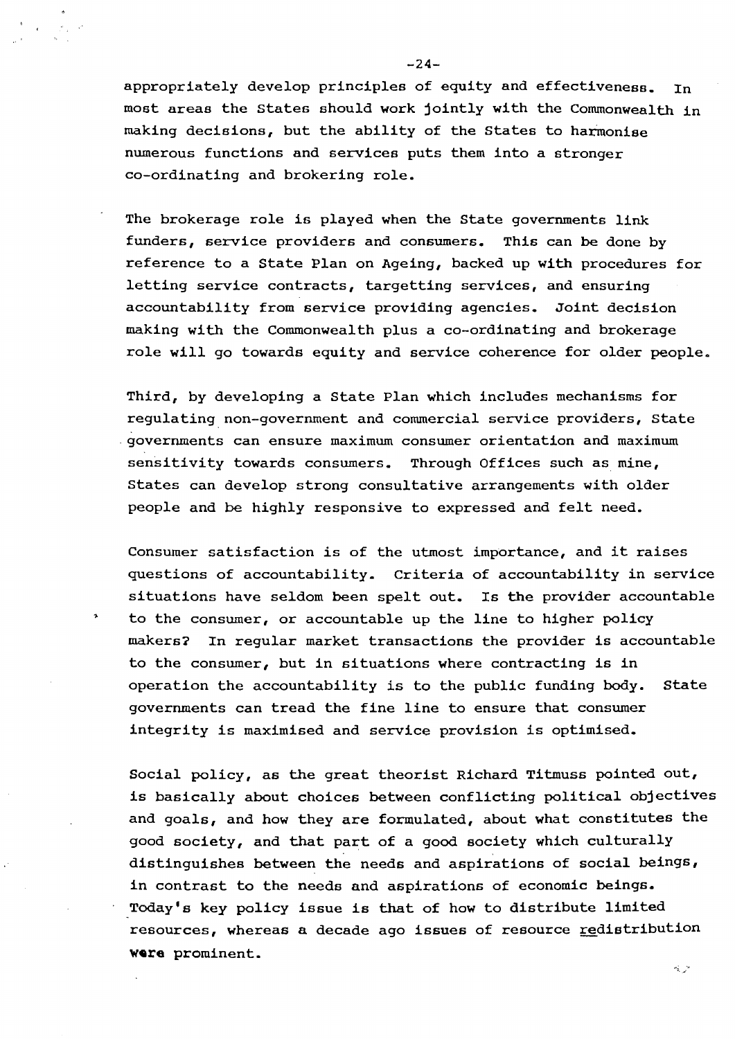appropriately develop principles of equity and effectiveness. In most areas the States should work jointly with the Commonwealth in making decisions, but the ability of the States to harmonise numerous functions and services puts them into a stronger co-ordinating and brokering role.

The brokerage role is played when the State governments link funders, service providers and consumers. This can be done by reference to a State Plan on Ageing, backed up with procedures for letting service contracts, targetting services, and ensuring accountability from service providing agencies. Joint decision making with the Commonwealth plus a co-ordinating and brokerage role will go towards equity and service coherence for older people.

Third, by developing a State Plan which includes mechanisms for regulating non-government and commercial service providers, State governments can ensure maximum consumer orientation and maximum sensitivity towards consumers. Through Offices such as mine, States can develop strong consultative arrangements with older people and be highly responsive to expressed and felt need.

Consumer satisfaction is of the utmost importance, and it raises questions of accountability. Criteria of accountability in service situations have seldom been spelt out. Is the provider accountable to the consumer, or accountable up the line to higher policy makers? In regular market transactions the provider is accountable to the consumer, but in situations where contracting is in operation the accountability is to the public funding body. State governments can tread the fine line to ensure that consumer integrity is maximised and service provision is optimised.

Social policy, as the great theorist Richard Titmuss pointed out, is basically about choices between conflicting political objectives and goals, and how they are formulated, about what constitutes the good society, and that part of a good society which culturally distinguishes between the needs and aspirations of social beings, in contrast to the needs and aspirations of economic beings. Today's key policy issue is that of how to distribute limited resources, whereas a decade ago issues of resource redistribution were prominent.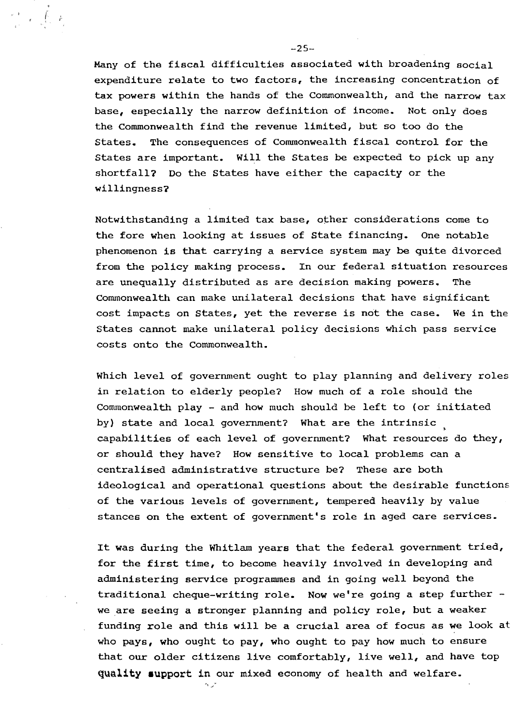Many of the fiscal difficulties associated with broadening social expenditure relate to two factors, the increasing concentration of tax powers within the hands of the Commonwealth, and the narrow tax base, especially the narrow definition of income. Not only does the Commonwealth find the revenue limited, but so too do the States. The consequences of Commonwealth fiscal control for the States are important. Will the States be expected to pick up any shortfall? Do the States have either the capacity or the willingness?

Notwithstanding a limited tax base, other considerations come to the fore when looking at issues of State financing. One notable phenomenon is that carrying a service system may be quite divorced from the policy making process. In our federal situation resources are unequally distributed as are decision making powers. The Commonwealth can make unilateral decisions that have significant cost impacts on States, yet the reverse is not the case. We in the States cannot make unilateral policy decisions which pass service costs onto the Commonwealth.

Which level of government ought to play planning and delivery roles in relation to elderly people? How much of a role should the Commonwealth play - and how much should be left to (or initiated by) state and local government? What are the intrinsic capabilities of each level of government? What resources do they, or should they have? How sensitive to local problems can a centralised administrative structure be? These are both ideological and operational questions about the desirable functions of the various levels of government, tempered heavily by value stances on the extent of government's role in aged care services.

It was during the Whitlam years that the federal government tried, for the first time, to become heavily involved in developing and administering service programmes and in going well beyond the traditional cheque-writing role. Now we're going a step further - we are seeing a stronger planning and policy role, but a weaker funding role and this will be a crucial area of focus as we look at who pays, who ought to pay, who ought to pay how much to ensure that our older citizens live comfortably, live well, and have top quality support in our mixed economy of health and welfare.